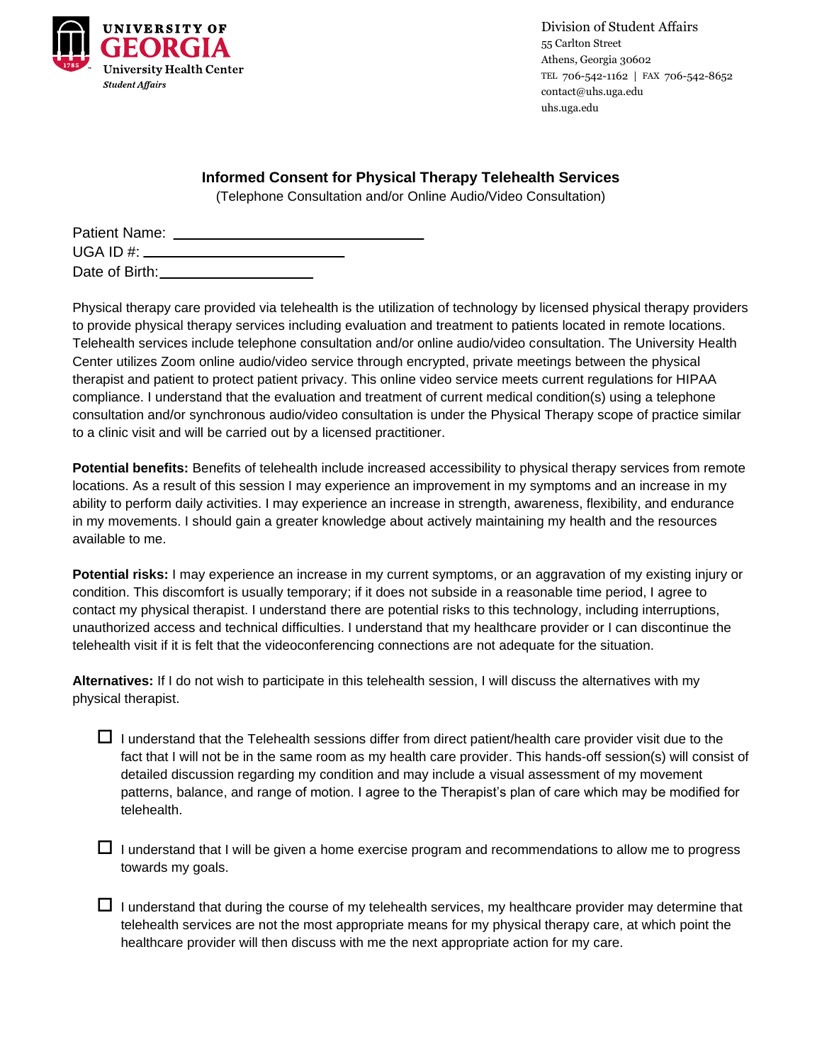UNIVERSITY OF GEORGIA
University Health Center
*Student Affairs*

Division of Student Affairs
55 Carlton Street
Athens, Georgia 30602
TEL 706-542-1162 | FAX 706-542-8652
contact@uhs.uga.edu
uhs.uga.edu

## Informed Consent for Physical Therapy Telehealth Services

(Telephone Consultation and/or Online Audio/Video Consultation)

Patient Name: ______________________________

UGA ID #: ________________________

Date of Birth: ____________________

Physical therapy care provided via telehealth is the utilization of technology by licensed physical therapy providers to provide physical therapy services including evaluation and treatment to patients located in remote locations. Telehealth services include telephone consultation and/or online audio/video consultation. The University Health Center utilizes Zoom online audio/video service through encrypted, private meetings between the physical therapist and patient to protect patient privacy. This online video service meets current regulations for HIPAA compliance. I understand that the evaluation and treatment of current medical condition(s) using a telephone consultation and/or synchronous audio/video consultation is under the Physical Therapy scope of practice similar to a clinic visit and will be carried out by a licensed practitioner.

**Potential benefits:** Benefits of telehealth include increased accessibility to physical therapy services from remote locations. As a result of this session I may experience an improvement in my symptoms and an increase in my ability to perform daily activities. I may experience an increase in strength, awareness, flexibility, and endurance in my movements. I should gain a greater knowledge about actively maintaining my health and the resources available to me.

**Potential risks:** I may experience an increase in my current symptoms, or an aggravation of my existing injury or condition. This discomfort is usually temporary; if it does not subside in a reasonable time period, I agree to contact my physical therapist. I understand there are potential risks to this technology, including interruptions, unauthorized access and technical difficulties. I understand that my healthcare provider or I can discontinue the telehealth visit if it is felt that the videoconferencing connections are not adequate for the situation.

**Alternatives:** If I do not wish to participate in this telehealth session, I will discuss the alternatives with my physical therapist.

- ☐ I understand that the Telehealth sessions differ from direct patient/health care provider visit due to the fact that I will not be in the same room as my health care provider. This hands-off session(s) will consist of detailed discussion regarding my condition and may include a visual assessment of my movement patterns, balance, and range of motion. I agree to the Therapist's plan of care which may be modified for telehealth.

- ☐ I understand that I will be given a home exercise program and recommendations to allow me to progress towards my goals.

- ☐ I understand that during the course of my telehealth services, my healthcare provider may determine that telehealth services are not the most appropriate means for my physical therapy care, at which point the healthcare provider will then discuss with me the next appropriate action for my care.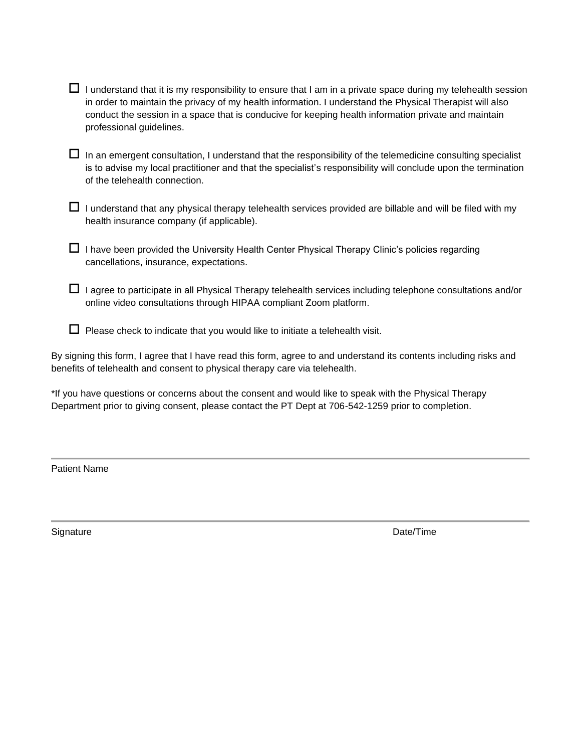- ☐ I understand that it is my responsibility to ensure that I am in a private space during my telehealth session in order to maintain the privacy of my health information. I understand the Physical Therapist will also conduct the session in a space that is conducive for keeping health information private and maintain professional guidelines.

- ☐ In an emergent consultation, I understand that the responsibility of the telemedicine consulting specialist is to advise my local practitioner and that the specialist's responsibility will conclude upon the termination of the telehealth connection.

- ☐ I understand that any physical therapy telehealth services provided are billable and will be filed with my health insurance company (if applicable).

- ☐ I have been provided the University Health Center Physical Therapy Clinic's policies regarding cancellations, insurance, expectations.

- ☐ I agree to participate in all Physical Therapy telehealth services including telephone consultations and/or online video consultations through HIPAA compliant Zoom platform.

- ☐ Please check to indicate that you would like to initiate a telehealth visit.

By signing this form, I agree that I have read this form, agree to and understand its contents including risks and benefits of telehealth and consent to physical therapy care via telehealth.

*If you have questions or concerns about the consent and would like to speak with the Physical Therapy Department prior to giving consent, please contact the PT Dept at 706-542-1259 prior to completion.

---

Patient Name

---

Signature Date/Time